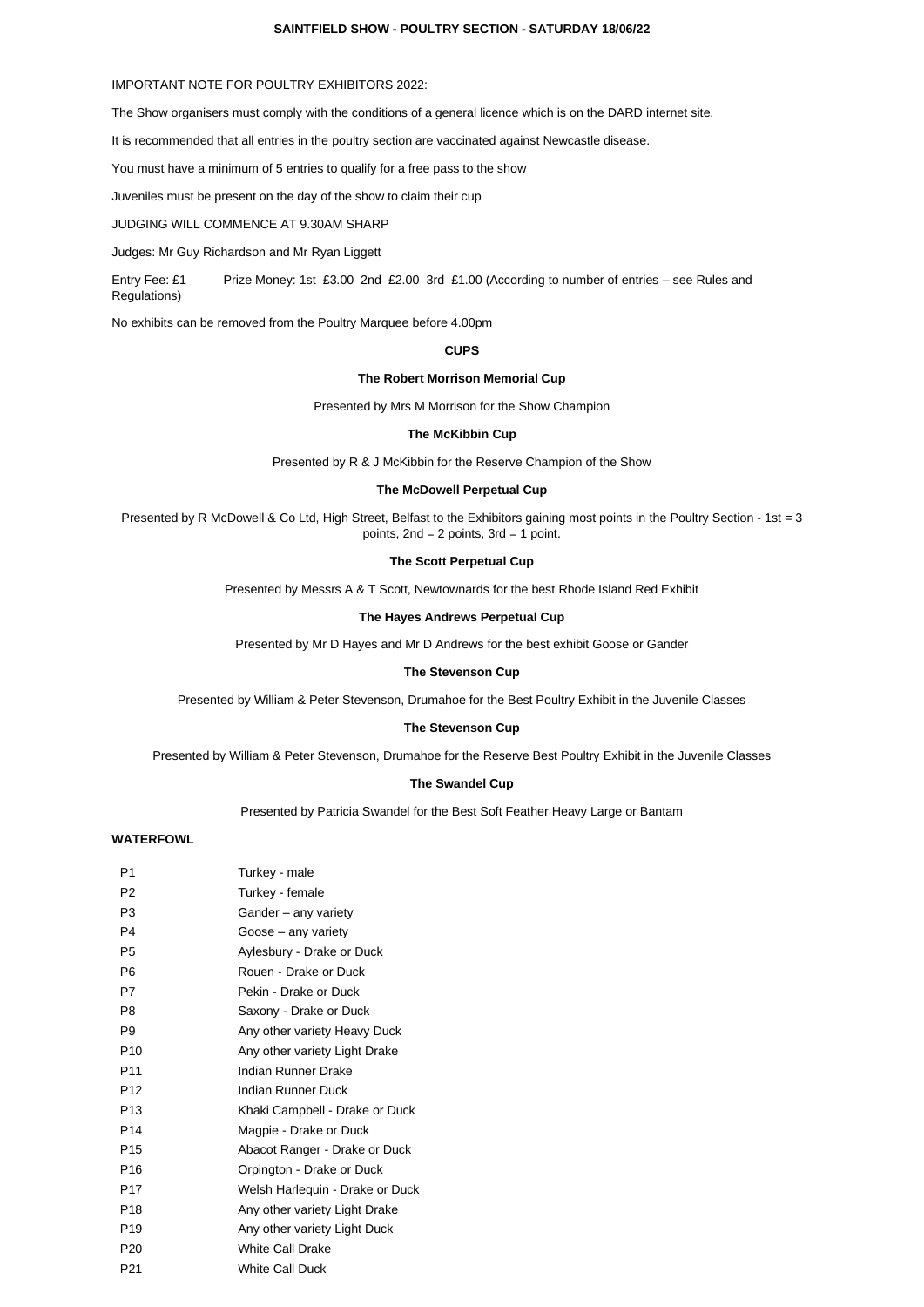# SAINTFIELD SHOW - POULTRY SECTION - SATURDAY 18/06/22

IMPORTANT NOTE FOR POULTRY EXHIBITORS 2022:

The Show organisers must comply with the conditions of a general licence which is on the DARD internet site.

It is recommended that all entries in the poultry section are vaccinated against Newcastle disease.

You must have a minimum of 5 entries to qualify for a free pass to the show

Juveniles must be present on the day of the show to claim their cup

JUDGING WILL COMMENCE AT 9.30AM SHARP

Judges: Mr Guy Richardson and Mr Ryan Liggett

Entry Fee: £1  Prize Money: 1st £3.00 2nd £2.00 3rd £1.00 (According to number of entries – see Rules and Regulations)

No exhibits can be removed from the Poultry Marquee before 4.00pm

## CUPS

**The Robert Morrison Memorial Cup**

Presented by Mrs M Morrison for the Show Champion

**The McKibbin Cup**

Presented by R & J McKibbin for the Reserve Champion of the Show

**The McDowell Perpetual Cup**

Presented by R McDowell & Co Ltd, High Street, Belfast to the Exhibitors gaining most points in the Poultry Section - 1st = 3 points, 2nd = 2 points, 3rd = 1 point.

**The Scott Perpetual Cup**

Presented by Messrs A & T Scott, Newtownards for the best Rhode Island Red Exhibit

**The Hayes Andrews Perpetual Cup**

Presented by Mr D Hayes and Mr D Andrews for the best exhibit Goose or Gander

**The Stevenson Cup**

Presented by William & Peter Stevenson, Drumahoe for the Best Poultry Exhibit in the Juvenile Classes

**The Stevenson Cup**

Presented by William & Peter Stevenson, Drumahoe for the Reserve Best Poultry Exhibit in the Juvenile Classes

**The Swandel Cup**

Presented by Patricia Swandel for the Best Soft Feather Heavy Large or Bantam

## WATERFOWL

| | |
|---|---|
| P1 | Turkey - male |
| P2 | Turkey - female |
| P3 | Gander – any variety |
| P4 | Goose – any variety |
| P5 | Aylesbury - Drake or Duck |
| P6 | Rouen - Drake or Duck |
| P7 | Pekin - Drake or Duck |
| P8 | Saxony - Drake or Duck |
| P9 | Any other variety Heavy Duck |
| P10 | Any other variety Light Drake |
| P11 | Indian Runner Drake |
| P12 | Indian Runner Duck |
| P13 | Khaki Campbell - Drake or Duck |
| P14 | Magpie - Drake or Duck |
| P15 | Abacot Ranger - Drake or Duck |
| P16 | Orpington - Drake or Duck |
| P17 | Welsh Harlequin - Drake or Duck |
| P18 | Any other variety Light Drake |
| P19 | Any other variety Light Duck |
| P20 | White Call Drake |
| P21 | White Call Duck |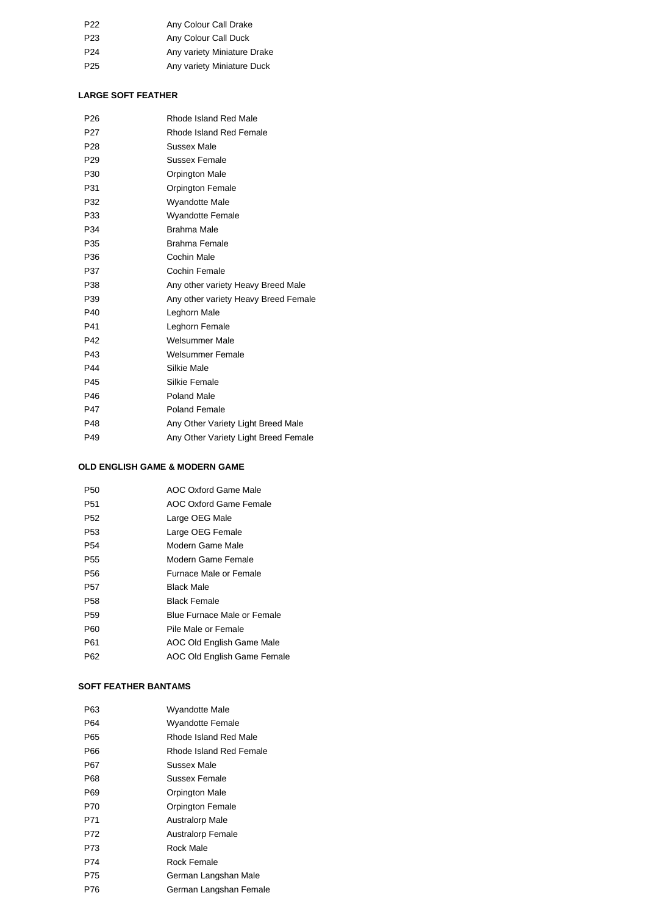| | |
|---|---|
| P22 | Any Colour Call Drake |
| P23 | Any Colour Call Duck |
| P24 | Any variety Miniature Drake |
| P25 | Any variety Miniature Duck |

**LARGE SOFT FEATHER**

| | |
|---|---|
| P26 | Rhode Island Red Male |
| P27 | Rhode Island Red Female |
| P28 | Sussex Male |
| P29 | Sussex Female |
| P30 | Orpington Male |
| P31 | Orpington Female |
| P32 | Wyandotte Male |
| P33 | Wyandotte Female |
| P34 | Brahma Male |
| P35 | Brahma Female |
| P36 | Cochin Male |
| P37 | Cochin Female |
| P38 | Any other variety Heavy Breed Male |
| P39 | Any other variety Heavy Breed Female |
| P40 | Leghorn Male |
| P41 | Leghorn Female |
| P42 | Welsummer Male |
| P43 | Welsummer Female |
| P44 | Silkie Male |
| P45 | Silkie Female |
| P46 | Poland Male |
| P47 | Poland Female |
| P48 | Any Other Variety Light Breed Male |
| P49 | Any Other Variety Light Breed Female |

**OLD ENGLISH GAME & MODERN GAME**

| | |
|---|---|
| P50 | AOC Oxford Game Male |
| P51 | AOC Oxford Game Female |
| P52 | Large OEG Male |
| P53 | Large OEG Female |
| P54 | Modern Game Male |
| P55 | Modern Game Female |
| P56 | Furnace Male or Female |
| P57 | Black Male |
| P58 | Black Female |
| P59 | Blue Furnace Male or Female |
| P60 | Pile Male or Female |
| P61 | AOC Old English Game Male |
| P62 | AOC Old English Game Female |

**SOFT FEATHER BANTAMS**

| | |
|---|---|
| P63 | Wyandotte Male |
| P64 | Wyandotte Female |
| P65 | Rhode Island Red Male |
| P66 | Rhode Island Red Female |
| P67 | Sussex Male |
| P68 | Sussex Female |
| P69 | Orpington Male |
| P70 | Orpington Female |
| P71 | Australorp Male |
| P72 | Australorp Female |
| P73 | Rock Male |
| P74 | Rock Female |
| P75 | German Langshan Male |
| P76 | German Langshan Female |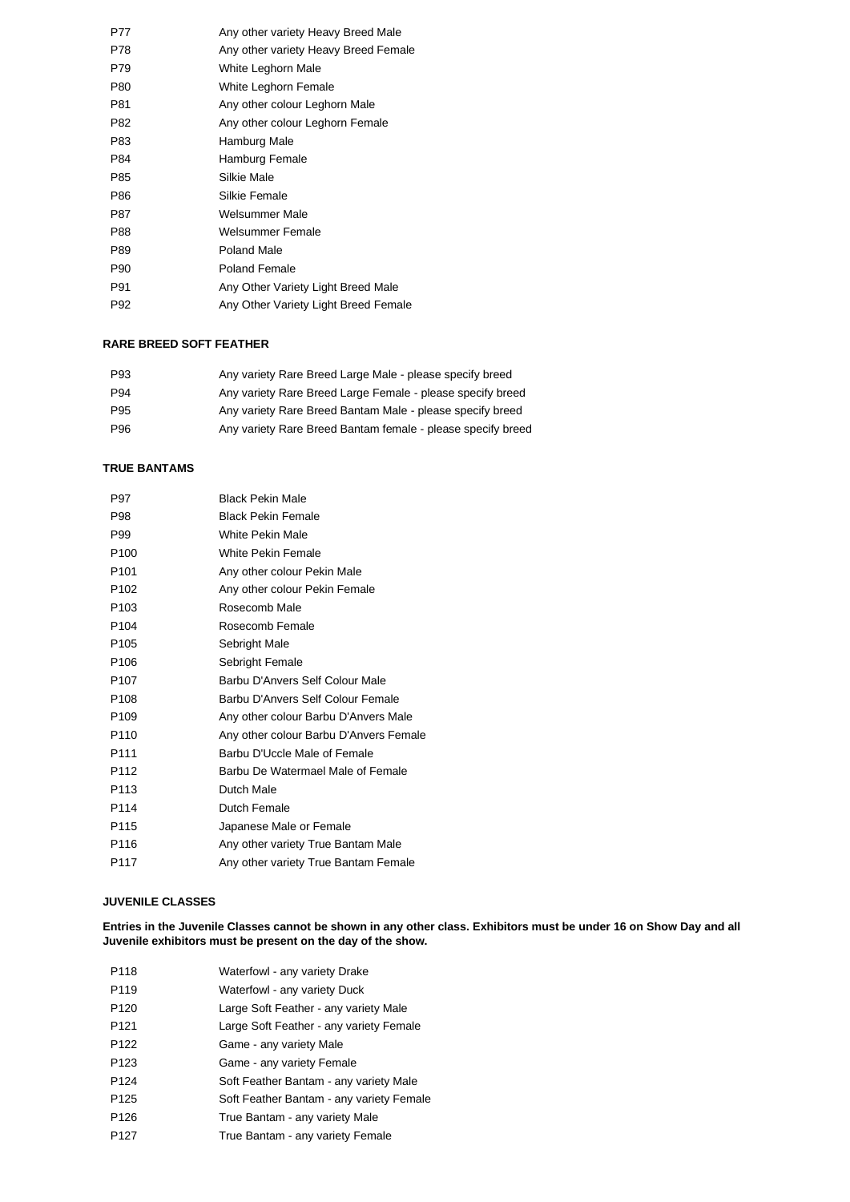| | |
|---|---|
| P77 | Any other variety Heavy Breed Male |
| P78 | Any other variety Heavy Breed Female |
| P79 | White Leghorn Male |
| P80 | White Leghorn Female |
| P81 | Any other colour Leghorn Male |
| P82 | Any other colour Leghorn Female |
| P83 | Hamburg Male |
| P84 | Hamburg Female |
| P85 | Silkie Male |
| P86 | Silkie Female |
| P87 | Welsummer Male |
| P88 | Welsummer Female |
| P89 | Poland Male |
| P90 | Poland Female |
| P91 | Any Other Variety Light Breed Male |
| P92 | Any Other Variety Light Breed Female |

**RARE BREED SOFT FEATHER**

| | |
|---|---|
| P93 | Any variety Rare Breed Large Male - please specify breed |
| P94 | Any variety Rare Breed Large Female - please specify breed |
| P95 | Any variety Rare Breed Bantam Male - please specify breed |
| P96 | Any variety Rare Breed Bantam female - please specify breed |

**TRUE BANTAMS**

| | |
|---|---|
| P97 | Black Pekin Male |
| P98 | Black Pekin Female |
| P99 | White Pekin Male |
| P100 | White Pekin Female |
| P101 | Any other colour Pekin Male |
| P102 | Any other colour Pekin Female |
| P103 | Rosecomb Male |
| P104 | Rosecomb Female |
| P105 | Sebright Male |
| P106 | Sebright Female |
| P107 | Barbu D'Anvers Self Colour Male |
| P108 | Barbu D'Anvers Self Colour Female |
| P109 | Any other colour Barbu D'Anvers Male |
| P110 | Any other colour Barbu D'Anvers Female |
| P111 | Barbu D'Uccle Male of Female |
| P112 | Barbu De Watermael Male of Female |
| P113 | Dutch Male |
| P114 | Dutch Female |
| P115 | Japanese Male or Female |
| P116 | Any other variety True Bantam Male |
| P117 | Any other variety True Bantam Female |

**JUVENILE CLASSES**

**Entries in the Juvenile Classes cannot be shown in any other class. Exhibitors must be under 16 on Show Day and all Juvenile exhibitors must be present on the day of the show.**

| | |
|---|---|
| P118 | Waterfowl - any variety Drake |
| P119 | Waterfowl - any variety Duck |
| P120 | Large Soft Feather - any variety Male |
| P121 | Large Soft Feather - any variety Female |
| P122 | Game - any variety Male |
| P123 | Game - any variety Female |
| P124 | Soft Feather Bantam - any variety Male |
| P125 | Soft Feather Bantam - any variety Female |
| P126 | True Bantam - any variety Male |
| P127 | True Bantam - any variety Female |